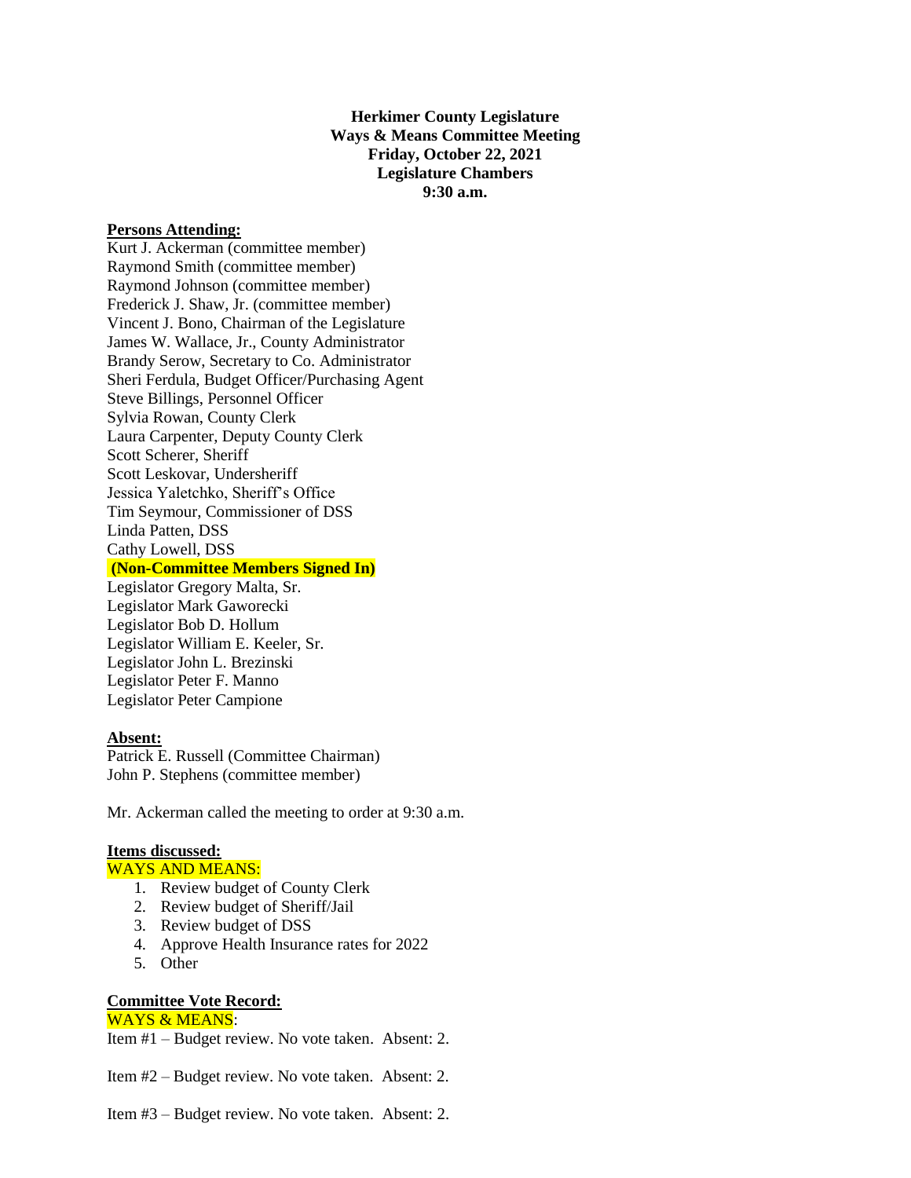**Herkimer County Legislature**
**Ways & Means Committee Meeting**
**Friday, October 22, 2021**
**Legislature Chambers**
**9:30 a.m.**

**Persons Attending:**

Kurt J. Ackerman (committee member)
Raymond Smith (committee member)
Raymond Johnson (committee member)
Frederick J. Shaw, Jr. (committee member)
Vincent J. Bono, Chairman of the Legislature
James W. Wallace, Jr., County Administrator
Brandy Serow, Secretary to Co. Administrator
Sheri Ferdula, Budget Officer/Purchasing Agent
Steve Billings, Personnel Officer
Sylvia Rowan, County Clerk
Laura Carpenter, Deputy County Clerk
Scott Scherer, Sheriff
Scott Leskovar, Undersheriff
Jessica Yaletchko, Sheriff's Office
Tim Seymour, Commissioner of DSS
Linda Patten, DSS
Cathy Lowell, DSS

**(Non-Committee Members Signed In)**

Legislator Gregory Malta, Sr.
Legislator Mark Gaworecki
Legislator Bob D. Hollum
Legislator William E. Keeler, Sr.
Legislator John L. Brezinski
Legislator Peter F. Manno
Legislator Peter Campione

**Absent:**

Patrick E. Russell (Committee Chairman)
John P. Stephens (committee member)

Mr. Ackerman called the meeting to order at 9:30 a.m.

**Items discussed:**

WAYS AND MEANS:

1. Review budget of County Clerk
2. Review budget of Sheriff/Jail
3. Review budget of DSS
4. Approve Health Insurance rates for 2022
5. Other

**Committee Vote Record:**

WAYS & MEANS:

Item #1 – Budget review. No vote taken. Absent: 2.

Item #2 – Budget review. No vote taken. Absent: 2.

Item #3 – Budget review. No vote taken. Absent: 2.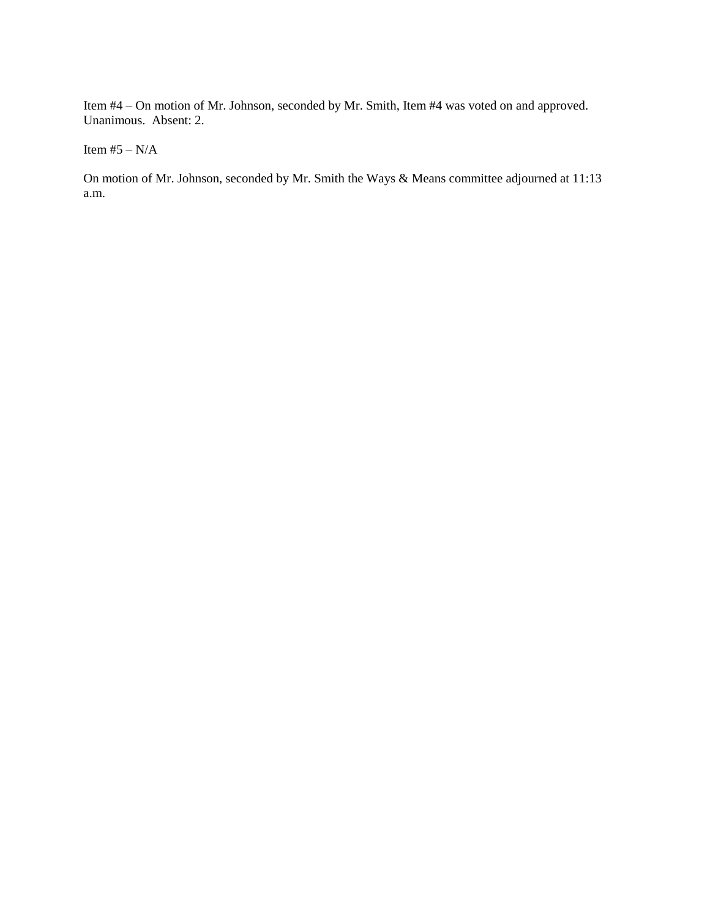Item #4 – On motion of Mr. Johnson, seconded by Mr. Smith, Item #4 was voted on and approved. Unanimous. Absent: 2.

Item #5 – N/A

On motion of Mr. Johnson, seconded by Mr. Smith the Ways & Means committee adjourned at 11:13 a.m.